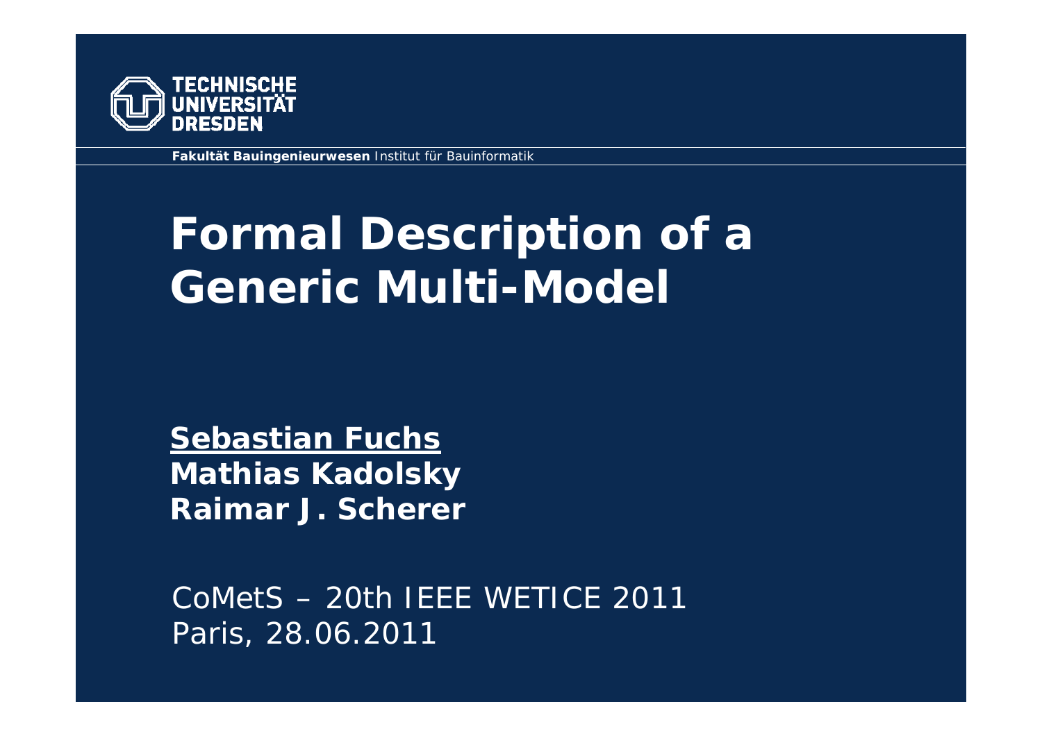TECHNISCHE UNIVERSITÄT DRESDEN

**Fakultät Bauingenieurwesen** Institut für Bauinformatik

# Formal Description of a Generic Multi-Model

**Sebastian Fuchs**
**Mathias Kadolsky**
**Raimar J. Scherer**

CoMetS – 20th IEEE WETICE 2011
Paris, 28.06.2011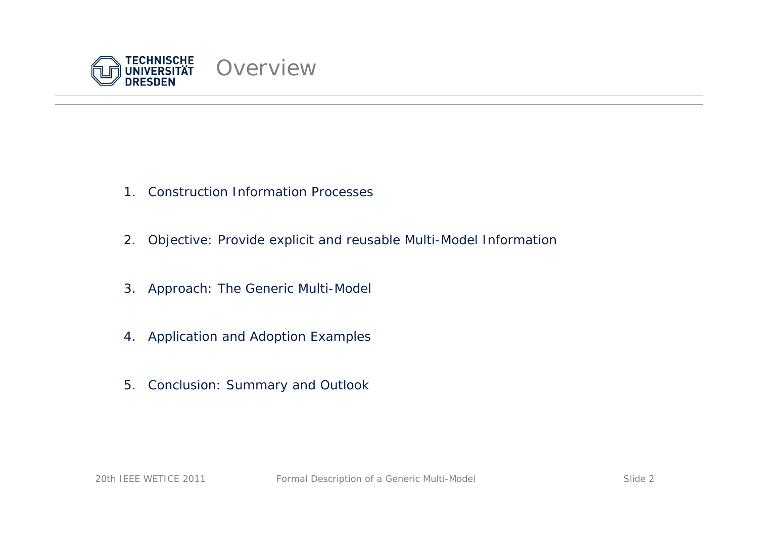# Overview

1. Construction Information Processes
2. Objective: Provide explicit and reusable Multi-Model Information
3. Approach: The Generic Multi-Model
4. Application and Adoption Examples
5. Conclusion: Summary and Outlook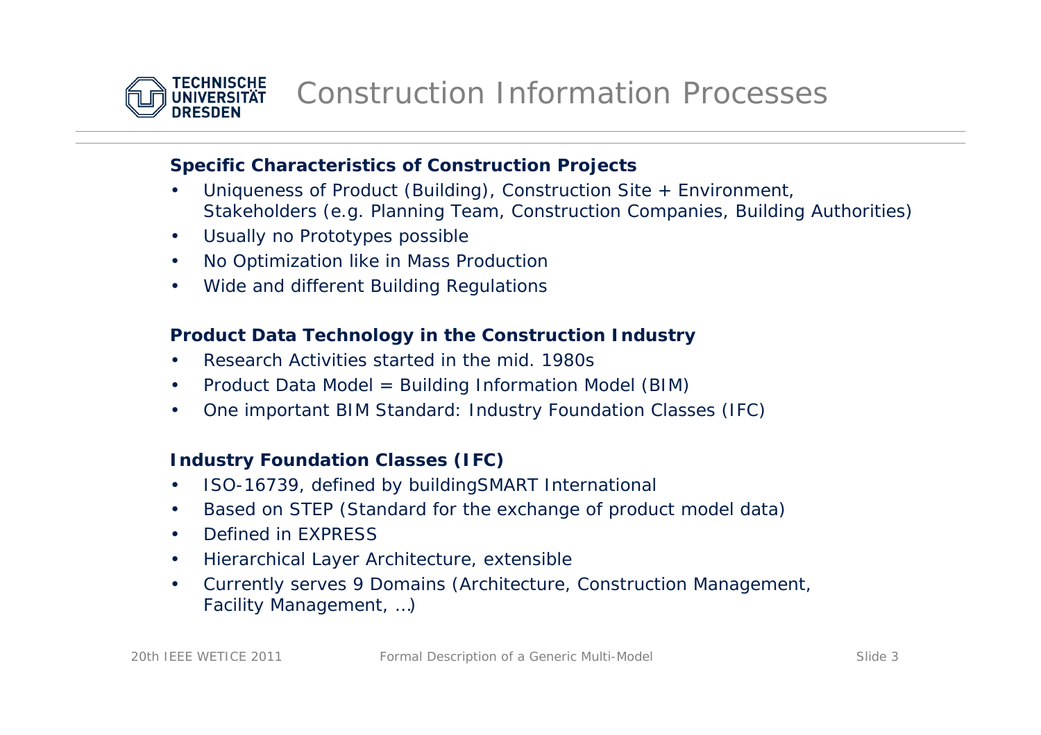# Construction Information Processes

**Specific Characteristics of Construction Projects**

- Uniqueness of Product (Building), Construction Site + Environment, Stakeholders (e.g. Planning Team, Construction Companies, Building Authorities)
- Usually no Prototypes possible
- No Optimization like in Mass Production
- Wide and different Building Regulations

**Product Data Technology in the Construction Industry**

- Research Activities started in the mid. 1980s
- Product Data Model = Building Information Model (BIM)
- One important BIM Standard: Industry Foundation Classes (IFC)

**Industry Foundation Classes (IFC)**

- ISO-16739, defined by buildingSMART International
- Based on STEP (Standard for the exchange of product model data)
- Defined in EXPRESS
- Hierarchical Layer Architecture, extensible
- Currently serves 9 Domains (Architecture, Construction Management, Facility Management, …)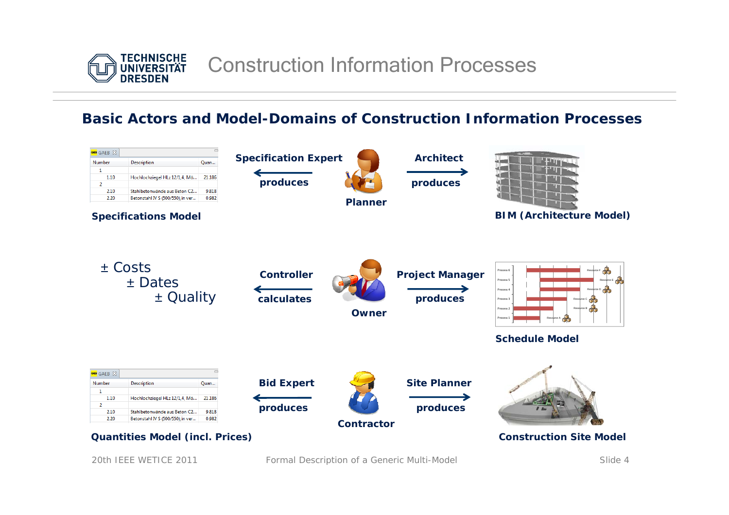# Construction Information Processes

## Basic Actors and Model-Domains of Construction Information Processes

| Number | Description | Quan... |
|---|---|---|
| 1 | | |
| 1.10 | Hochlochziegel HLz 12/1,4, Mö... | 21.186 |
| 2 | | |
| 2.10 | Stahlbetonwände aus Beton C2... | 9.818 |
| 2.20 | Betonstahl IV S (500/550), in ver... | 0.982 |

**Specifications Model** ← **Specification Expert produces** — **Planner** — **Architect produces** → **BIM (Architecture Model)**

± Costs
± Dates
± Quality

**± Costs / ± Dates / ± Quality** ← **Controller calculates** — **Owner** — **Project Manager produces** → **Schedule Model**

| Number | Description | Quan... |
|---|---|---|
| 1 | | |
| 1.10 | Hochlochziegel HLz 12/1,4, Mö... | 21.186 |
| 2 | | |
| 2.10 | Stahlbetonwände aus Beton C2... | 9.818 |
| 2.20 | Betonstahl IV S (500/550), in ver... | 0.982 |

**Quantities Model (incl. Prices)** ← **Bid Expert produces** — **Contractor** — **Site Planner produces** → **Construction Site Model**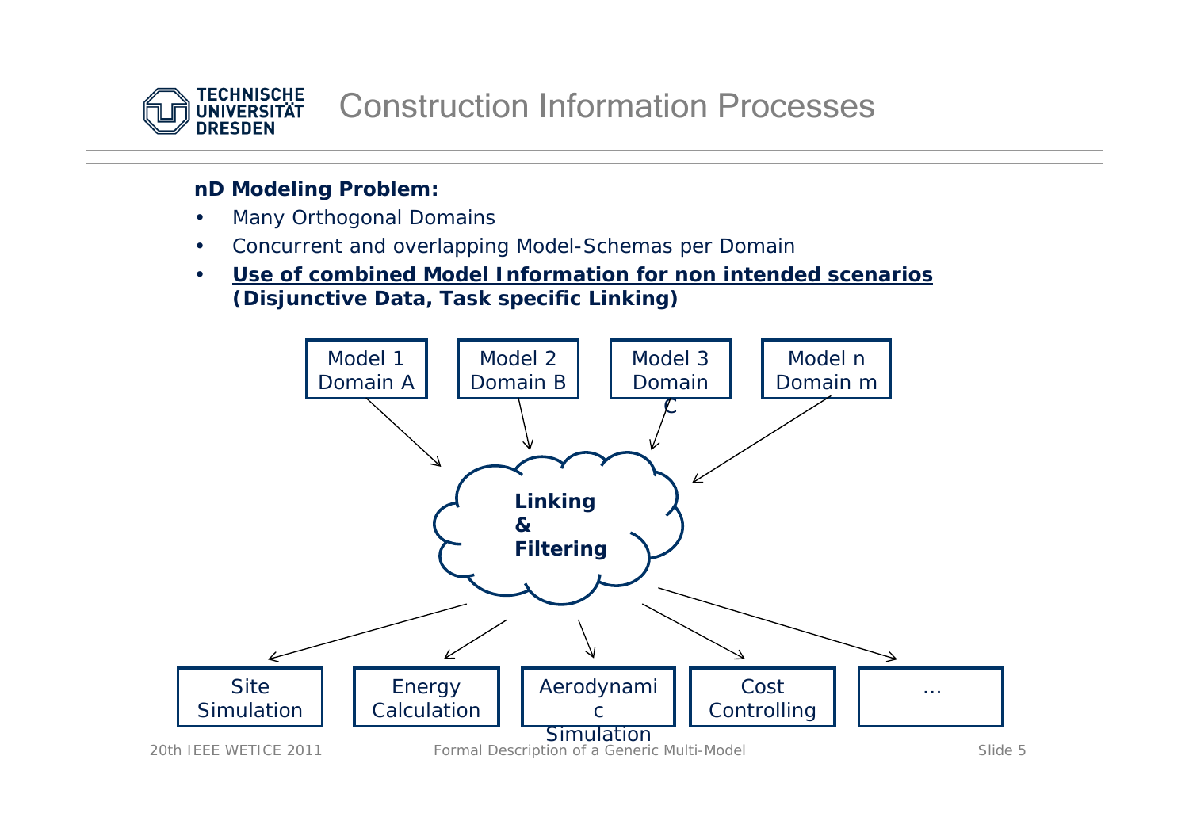# Construction Information Processes

**nD Modeling Problem:**

- Many Orthogonal Domains
- Concurrent and overlapping Model-Schemas per Domain
- **Use of combined Model Information for non intended scenarios (Disjunctive Data, Task specific Linking)**

Model 1 Domain A

Model 2 Domain B

Model 3 Domain C

Model n Domain m

**Linking & Filtering**

Site Simulation

Energy Calculation

Aerodynamic Simulation

Cost Controlling

…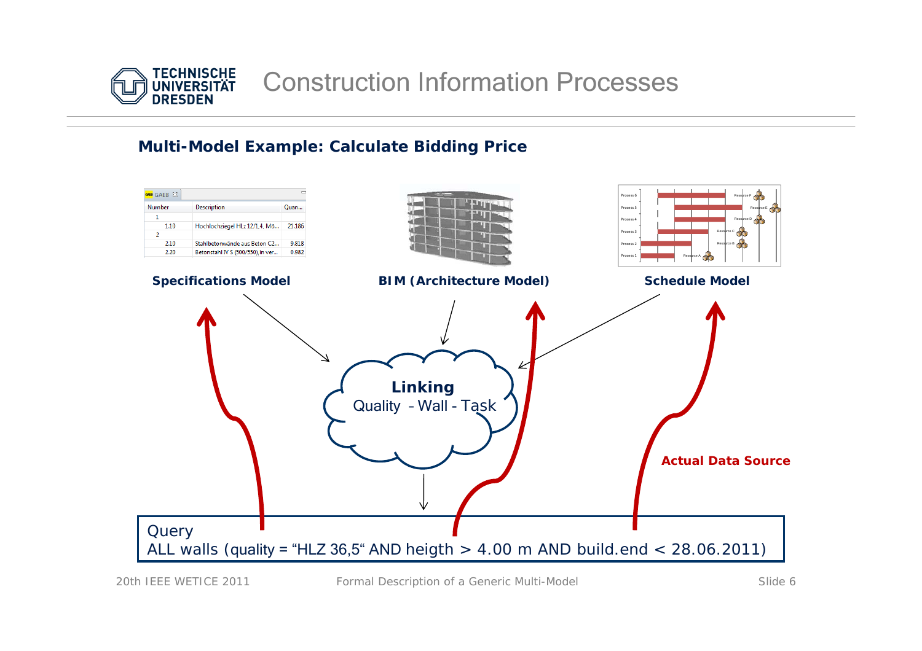# Construction Information Processes

## Multi-Model Example: Calculate Bidding Price

| Number | Description | Quan... |
|---|---|---|
| 1 | | |
| 1.10 | Hochlochziegel HLz 12/1,4, Mö... | 21.186 |
| 2 | | |
| 2.10 | Stahlbetonwände aus Beton C2... | 9.818 |
| 2.20 | Betonstahl IV S (500/550), in ver... | 0.982 |

**Specifications Model**

**BIM (Architecture Model)**

**Schedule Model**

**Linking**
Quality - Wall - Task

**Actual Data Source**

Query
ALL walls (quality = "HLZ 36,5" AND heigth > 4.00 m AND build.end < 28.06.2011)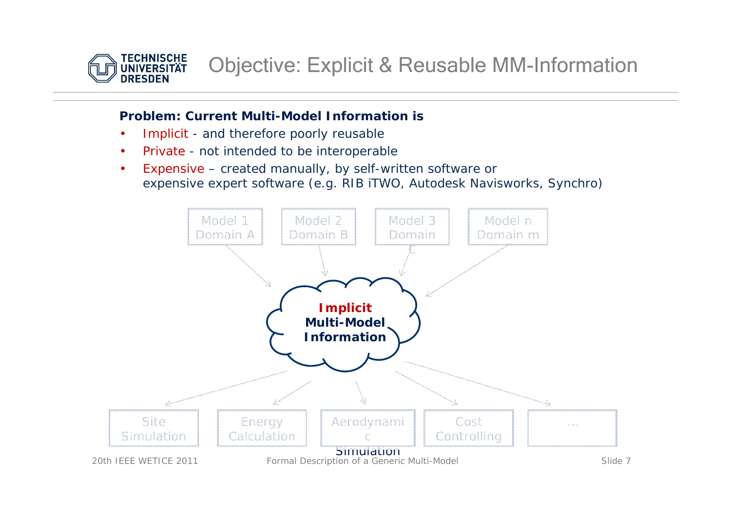# Objective: Explicit & Reusable MM-Information

**Problem: Current Multi-Model Information is**

- Implicit - and therefore poorly reusable
- Private - not intended to be interoperable
- Expensive – created manually, by self-written software or expensive expert software (e.g. RIB iTWO, Autodesk Navisworks, Synchro)

Model 1 Domain A

Model 2 Domain B

Model 3 Domain C

Model n Domain m

**Implicit Multi-Model Information**

Site Simulation

Energy Calculation

Aerodynamic Simulation

Cost Controlling

...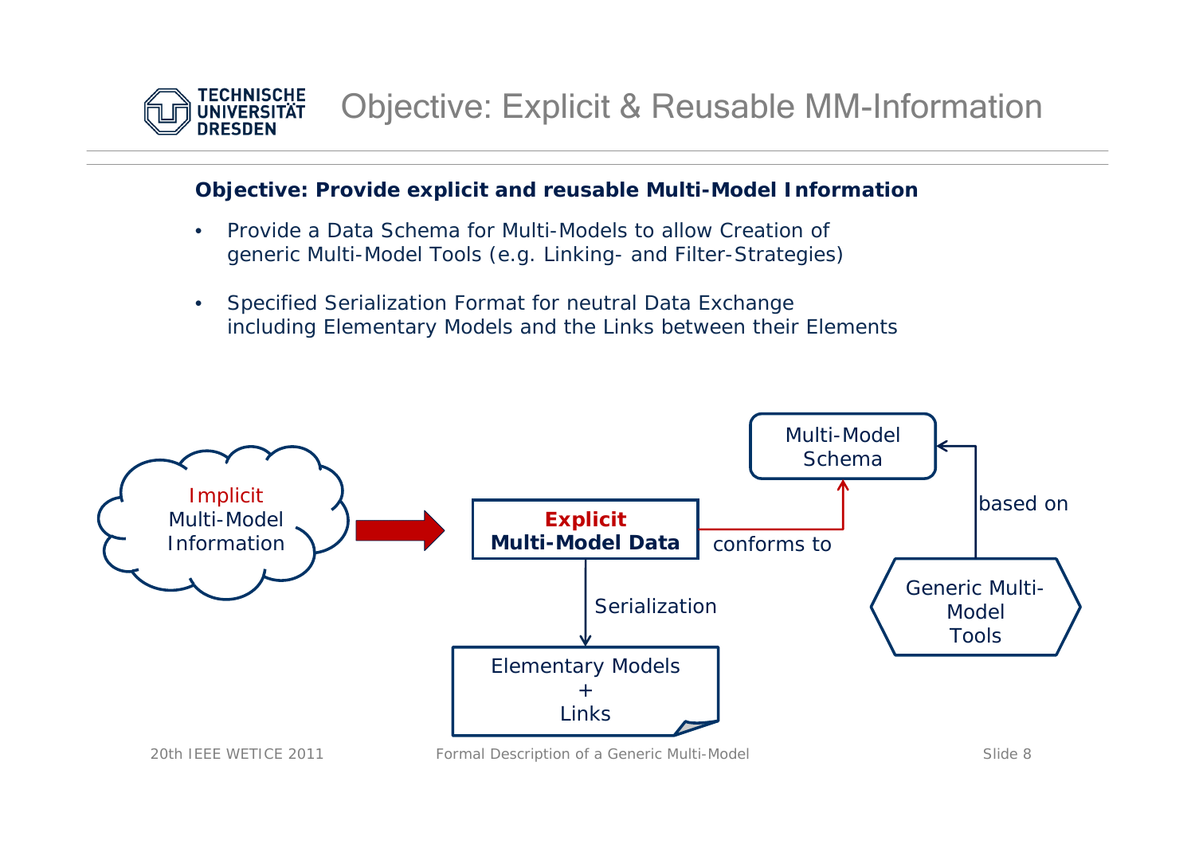# Objective: Explicit & Reusable MM-Information

**Objective: Provide explicit and reusable Multi-Model Information**

- Provide a Data Schema for Multi-Models to allow Creation of generic Multi-Model Tools (e.g. Linking- and Filter-Strategies)
- Specified Serialization Format for neutral Data Exchange including Elementary Models and the Links between their Elements

Implicit Multi-Model Information → **Explicit Multi-Model Data**

**Explicit Multi-Model Data** — conforms to → Multi-Model Schema

Generic Multi-Model Tools — based on → Multi-Model Schema

**Explicit Multi-Model Data** — Serialization → Elementary Models + Links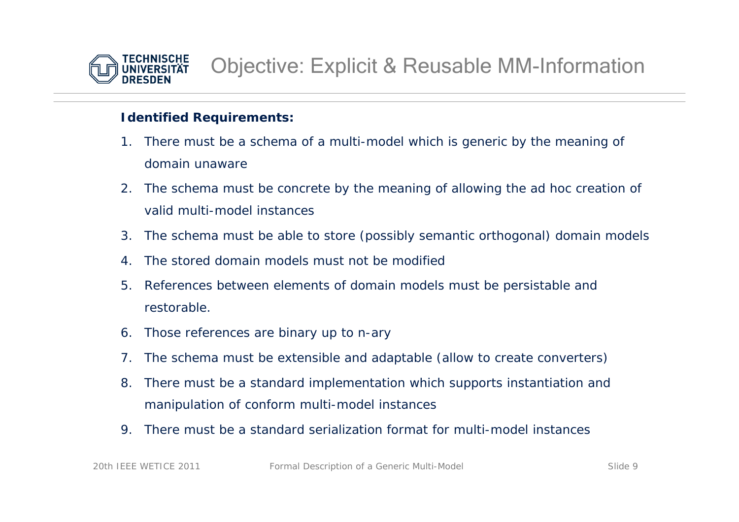# Objective: Explicit & Reusable MM-Information

**Identified Requirements:**

1. There must be a schema of a multi-model which is generic by the meaning of domain unaware
2. The schema must be concrete by the meaning of allowing the ad hoc creation of valid multi-model instances
3. The schema must be able to store (possibly semantic orthogonal) domain models
4. The stored domain models must not be modified
5. References between elements of domain models must be persistable and restorable.
6. Those references are binary up to n-ary
7. The schema must be extensible and adaptable (allow to create converters)
8. There must be a standard implementation which supports instantiation and manipulation of conform multi-model instances
9. There must be a standard serialization format for multi-model instances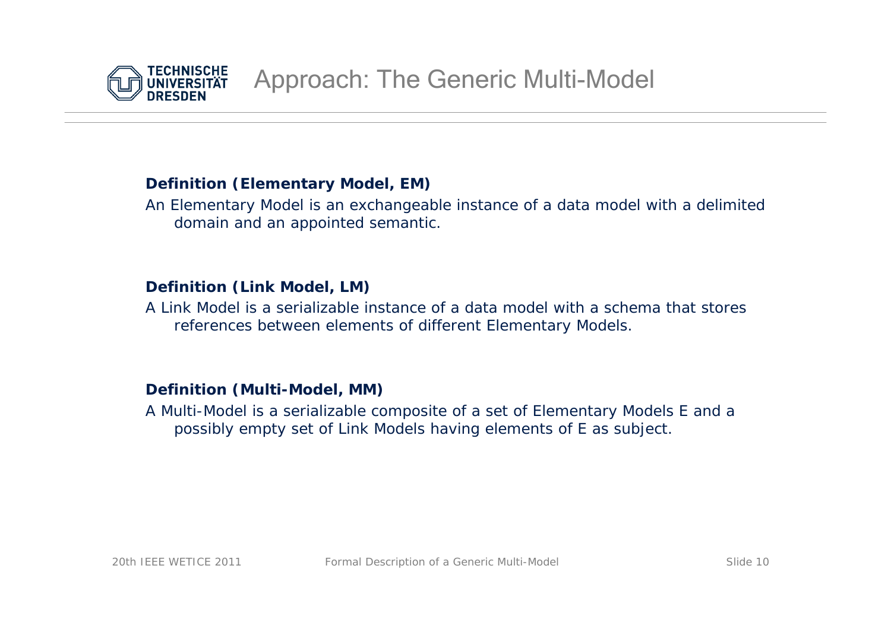# Approach: The Generic Multi-Model

**Definition (Elementary Model, EM)**

An Elementary Model is an exchangeable instance of a data model with a delimited domain and an appointed semantic.

**Definition (Link Model, LM)**

A Link Model is a serializable instance of a data model with a schema that stores references between elements of different Elementary Models.

**Definition (Multi-Model, MM)**

A Multi-Model is a serializable composite of a set of Elementary Models E and a possibly empty set of Link Models having elements of E as subject.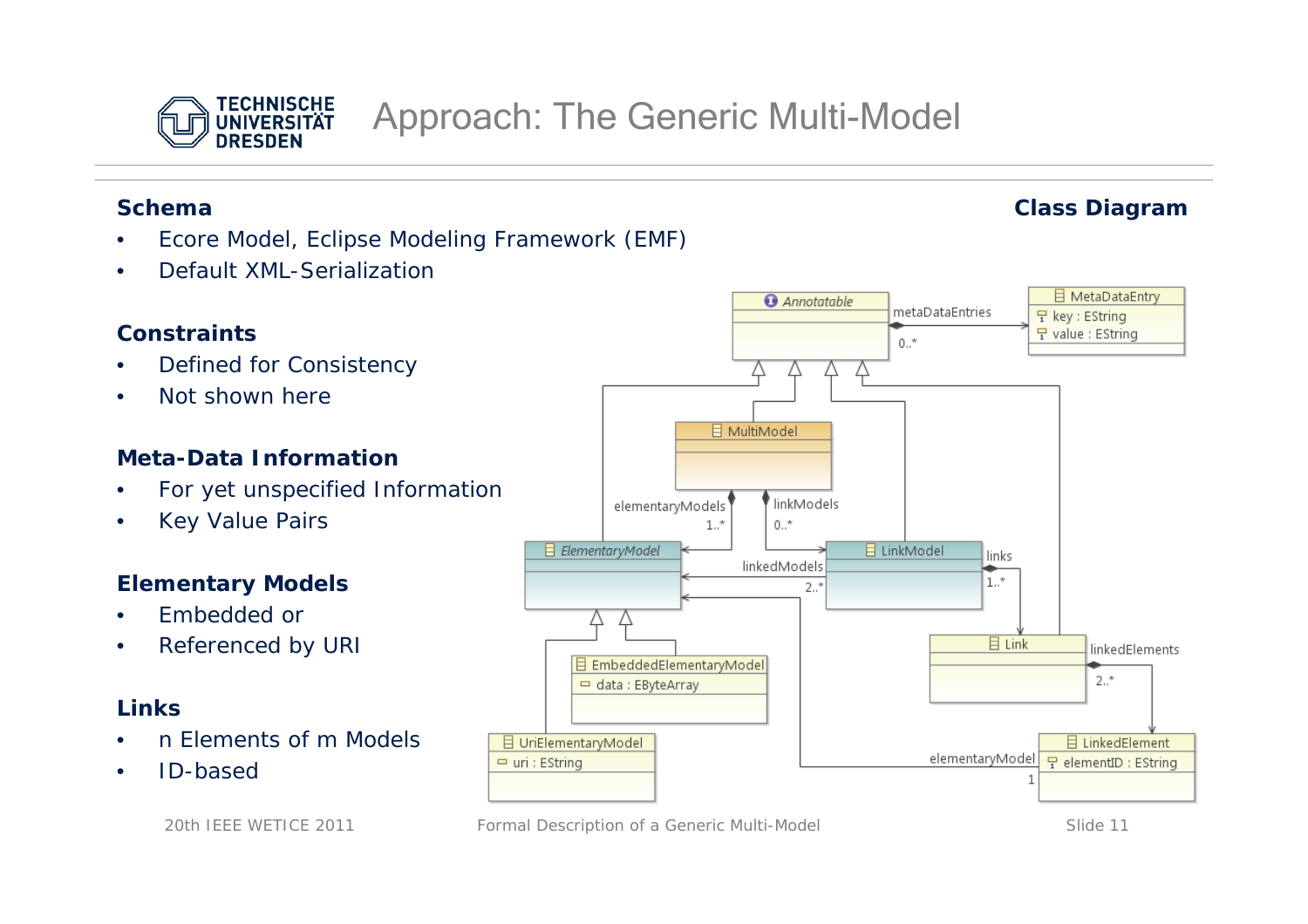# Approach: The Generic Multi-Model

**Schema**

- Ecore Model, Eclipse Modeling Framework (EMF)
- Default XML-Serialization

**Constraints**

- Defined for Consistency
- Not shown here

**Meta-Data Information**

- For yet unspecified Information
- Key Value Pairs

**Elementary Models**

- Embedded or
- Referenced by URI

**Links**

- n Elements of m Models
- ID-based

**Class Diagram**

Annotatable — metaDataEntries 0..* → MetaDataEntry (key : EString, value : EString)

MultiModel — elementaryModels 1..* → ElementaryModel; linkModels 0..* → LinkModel

LinkModel — linkedModels 2..* → ElementaryModel; links 1..* → Link

Link — linkedElements 2..* → LinkedElement (elementID : EString)

LinkedElement — elementaryModel 1 → ElementaryModel

EmbeddedElementaryModel (data : EByteArray)

UriElementaryModel (uri : EString)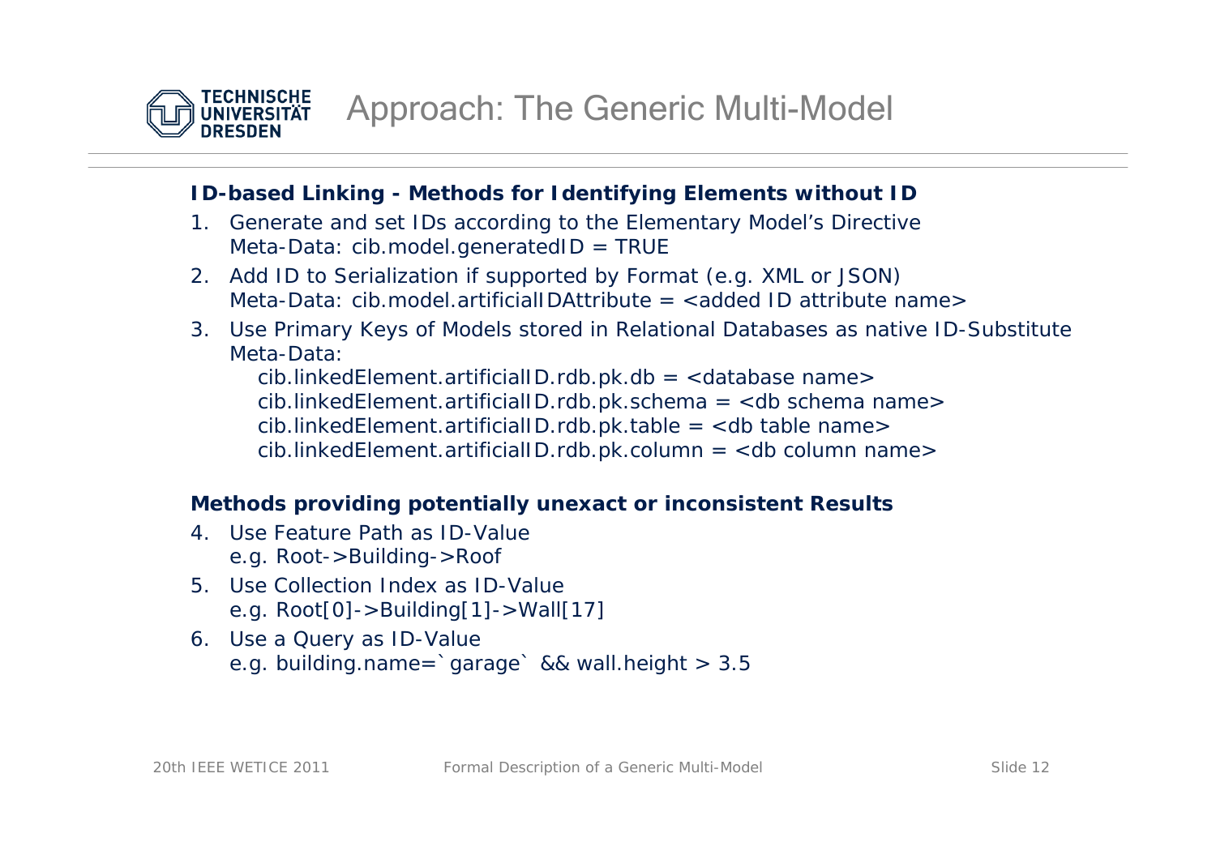# Approach: The Generic Multi-Model

**ID-based Linking - Methods for Identifying Elements without ID**

1. Generate and set IDs according to the Elementary Model's Directive
   Meta-Data: cib.model.generatedID = TRUE
2. Add ID to Serialization if supported by Format (e.g. XML or JSON)
   Meta-Data: cib.model.artificialIDAttribute = <added ID attribute name>
3. Use Primary Keys of Models stored in Relational Databases as native ID-Substitute
   Meta-Data:
   cib.linkedElement.artificialID.rdb.pk.db = <database name>
   cib.linkedElement.artificialID.rdb.pk.schema = <db schema name>
   cib.linkedElement.artificialID.rdb.pk.table = <db table name>
   cib.linkedElement.artificialID.rdb.pk.column = <db column name>

**Methods providing potentially unexact or inconsistent Results**

4. Use Feature Path as ID-Value
   e.g. Root->Building->Roof
5. Use Collection Index as ID-Value
   e.g. Root[0]->Building[1]->Wall[17]
6. Use a Query as ID-Value
   e.g. building.name=`garage` && wall.height > 3.5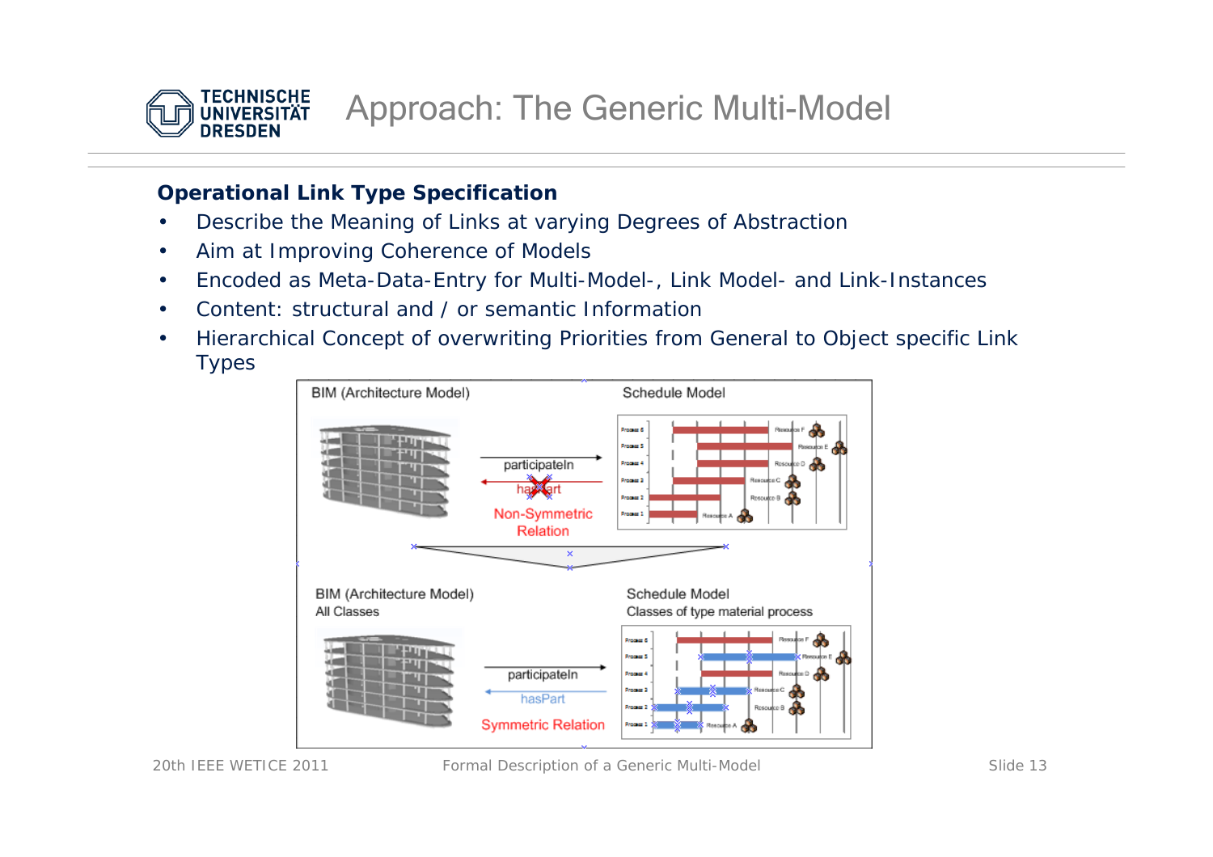# Approach: The Generic Multi-Model

**Operational Link Type Specification**

- Describe the Meaning of Links at varying Degrees of Abstraction
- Aim at Improving Coherence of Models
- Encoded as Meta-Data-Entry for Multi-Model-, Link Model- and Link-Instances
- Content: structural and / or semantic Information
- Hierarchical Concept of overwriting Priorities from General to Object specific Link Types

BIM (Architecture Model) — Schedule Model

participateIn

hasPart

Non-Symmetric Relation

BIM (Architecture Model) All Classes — Schedule Model Classes of type material process

participateIn

hasPart

Symmetric Relation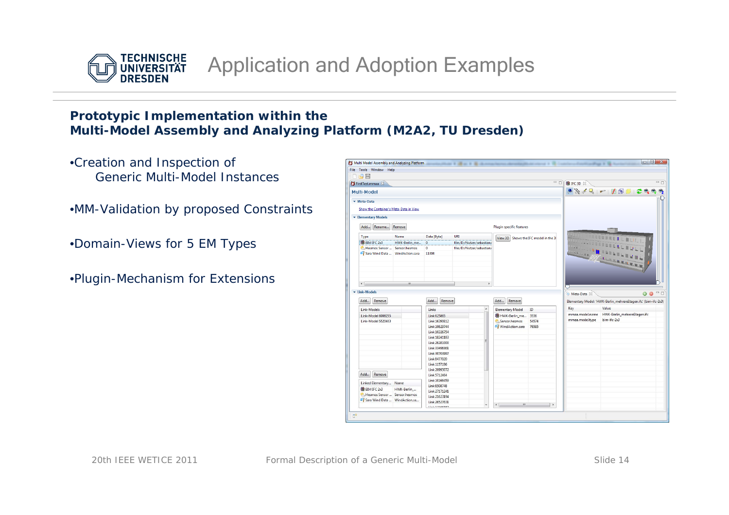# Application and Adoption Examples

**Prototypic Implementation within the Multi-Model Assembly and Analyzing Platform (M2A2, TU Dresden)**

- Creation and Inspection of Generic Multi-Model Instances
- MM-Validation by proposed Constraints
- Domain-Views for 5 EM Types
- Plugin-Mechanism for Extensions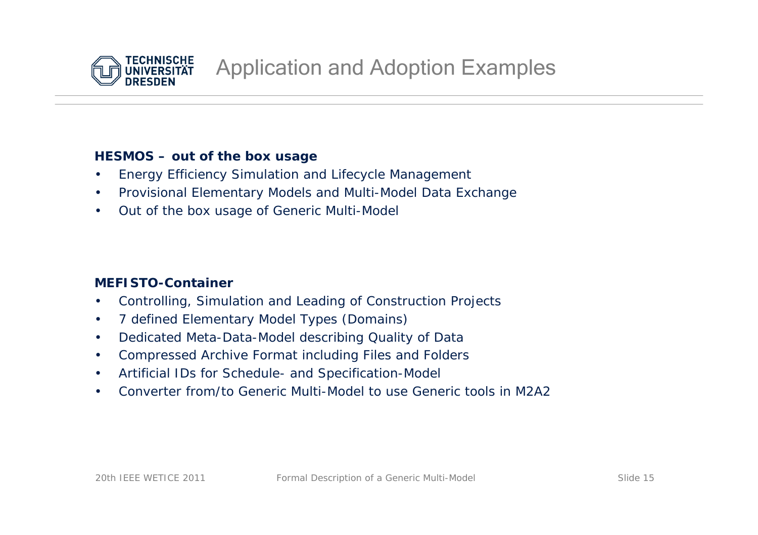# Application and Adoption Examples

**HESMOS – out of the box usage**

- Energy Efficiency Simulation and Lifecycle Management
- Provisional Elementary Models and Multi-Model Data Exchange
- Out of the box usage of Generic Multi-Model

**MEFISTO-Container**

- Controlling, Simulation and Leading of Construction Projects
- 7 defined Elementary Model Types (Domains)
- Dedicated Meta-Data-Model describing Quality of Data
- Compressed Archive Format including Files and Folders
- Artificial IDs for Schedule- and Specification-Model
- Converter from/to Generic Multi-Model to use Generic tools in M2A2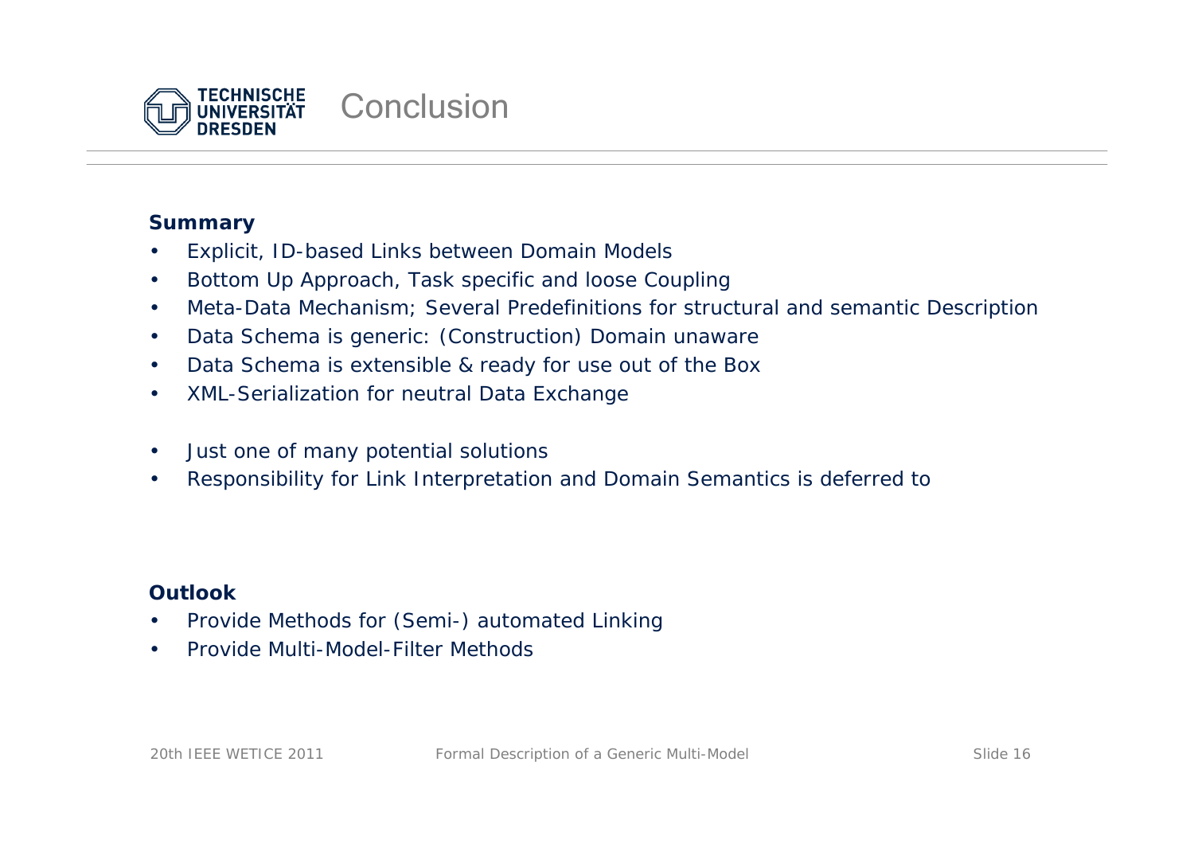# Conclusion

**Summary**

- Explicit, ID-based Links between Domain Models
- Bottom Up Approach, Task specific and loose Coupling
- Meta-Data Mechanism; Several Predefinitions for structural and semantic Description
- Data Schema is generic: (Construction) Domain unaware
- Data Schema is extensible & ready for use out of the Box
- XML-Serialization for neutral Data Exchange

- Just one of many potential solutions
- Responsibility for Link Interpretation and Domain Semantics is deferred to

**Outlook**

- Provide Methods for (Semi-) automated Linking
- Provide Multi-Model-Filter Methods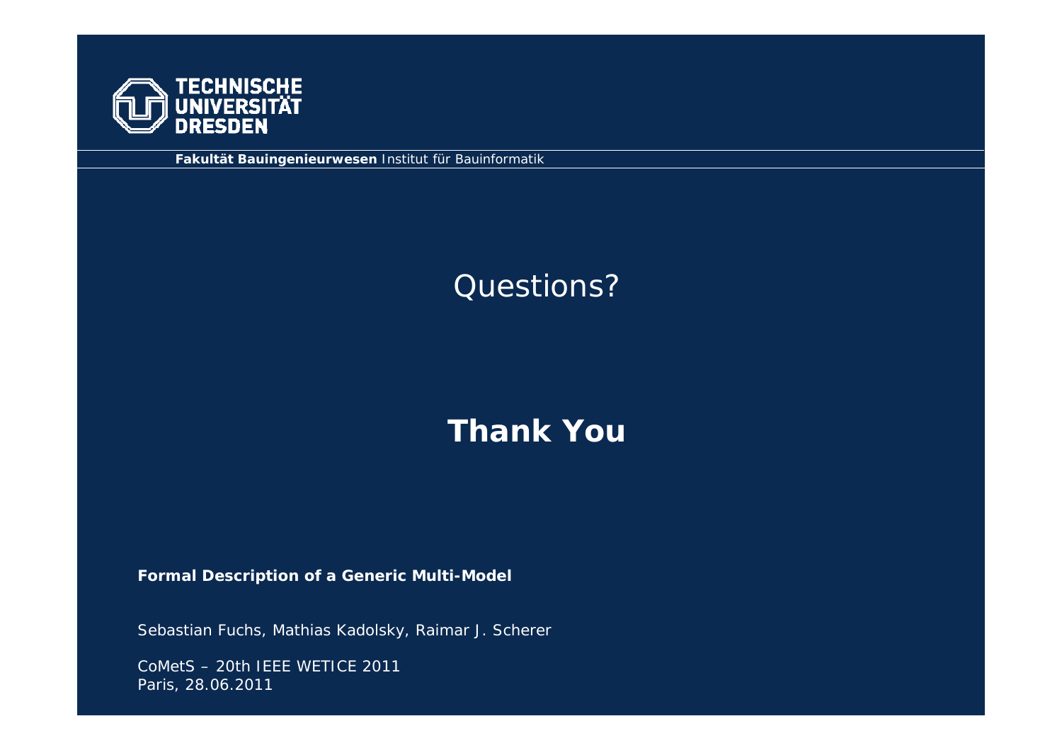TECHNISCHE UNIVERSITÄT DRESDEN

**Fakultät Bauingenieurwesen** Institut für Bauinformatik

Questions?

# Thank You

**Formal Description of a Generic Multi-Model**

Sebastian Fuchs, Mathias Kadolsky, Raimar J. Scherer

CoMetS – 20th IEEE WETICE 2011
Paris, 28.06.2011